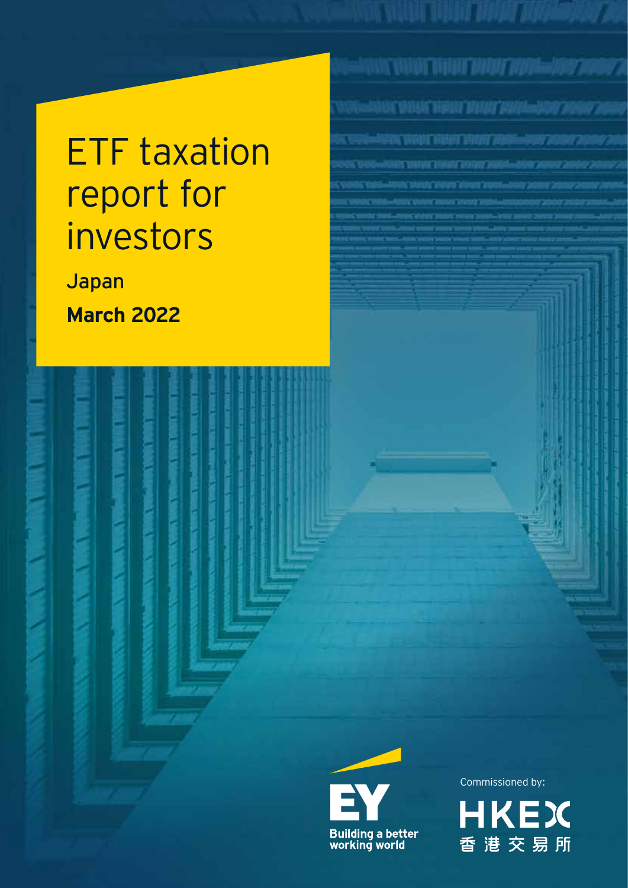# ETF taxation report for investors

Japan

**March 2022**

Building a better working world

Commissioned by:

HKEX

香港交易所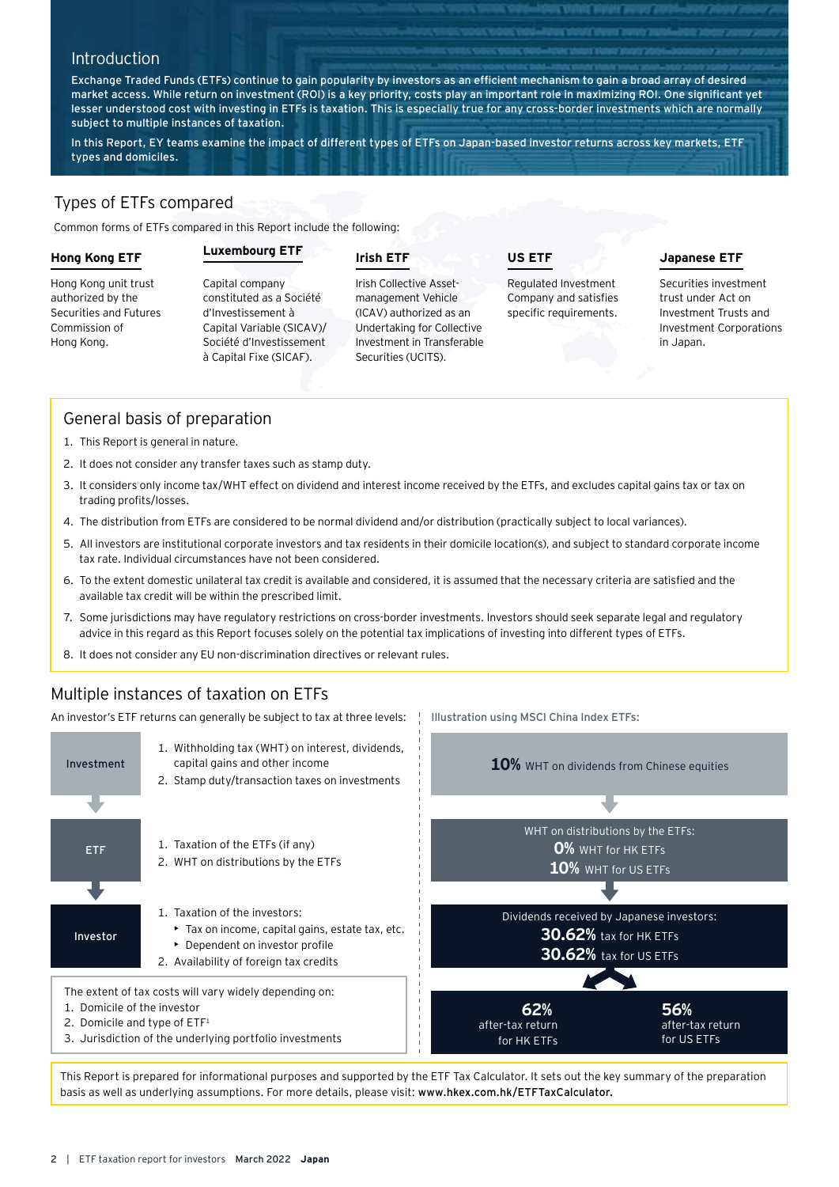## Introduction

Exchange Traded Funds (ETFs) continue to gain popularity by investors as an efficient mechanism to gain a broad array of desired market access. While return on investment (ROI) is a key priority, costs play an important role in maximizing ROI. One significant yet lesser understood cost with investing in ETFs is taxation. This is especially true for any cross-border investments which are normally subject to multiple instances of taxation.

In this Report, EY teams examine the impact of different types of ETFs on Japan-based investor returns across key markets, ETF types and domiciles.

## Types of ETFs compared

Common forms of ETFs compared in this Report include the following:

**Hong Kong ETF**

Hong Kong unit trust authorized by the Securities and Futures Commission of Hong Kong.

**Luxembourg ETF**

Capital company constituted as a Société d'Investissement à Capital Variable (SICAV)/ Société d'Investissement à Capital Fixe (SICAF).

**Irish ETF**

Irish Collective Asset-management Vehicle (ICAV) authorized as an Undertaking for Collective Investment in Transferable Securities (UCITS).

**US ETF**

Regulated Investment Company and satisfies specific requirements.

**Japanese ETF**

Securities investment trust under Act on Investment Trusts and Investment Corporations in Japan.

## General basis of preparation

1. This Report is general in nature.
2. It does not consider any transfer taxes such as stamp duty.
3. It considers only income tax/WHT effect on dividend and interest income received by the ETFs, and excludes capital gains tax or tax on trading profits/losses.
4. The distribution from ETFs are considered to be normal dividend and/or distribution (practically subject to local variances).
5. All investors are institutional corporate investors and tax residents in their domicile location(s), and subject to standard corporate income tax rate. Individual circumstances have not been considered.
6. To the extent domestic unilateral tax credit is available and considered, it is assumed that the necessary criteria are satisfied and the available tax credit will be within the prescribed limit.
7. Some jurisdictions may have regulatory restrictions on cross-border investments. Investors should seek separate legal and regulatory advice in this regard as this Report focuses solely on the potential tax implications of investing into different types of ETFs.
8. It does not consider any EU non-discrimination directives or relevant rules.

## Multiple instances of taxation on ETFs

An investor's ETF returns can generally be subject to tax at three levels:

**Investment**
1. Withholding tax (WHT) on interest, dividends, capital gains and other income
2. Stamp duty/transaction taxes on investments

**ETF**
1. Taxation of the ETFs (if any)
2. WHT on distributions by the ETFs

**Investor**
1. Taxation of the investors:
   - Tax on income, capital gains, estate tax, etc.
   - Dependent on investor profile
2. Availability of foreign tax credits

The extent of tax costs will vary widely depending on:
1. Domicile of the investor
2. Domicile and type of ETF[1]
3. Jurisdiction of the underlying portfolio investments

Illustration using MSCI China Index ETFs:

**10%** WHT on dividends from Chinese equities

WHT on distributions by the ETFs:
**0%** WHT for HK ETFs
**10%** WHT for US ETFs

Dividends received by Japanese investors:
**30.62%** tax for HK ETFs
**30.62%** tax for US ETFs

**62%** after-tax return for HK ETFs

**56%** after-tax return for US ETFs

This Report is prepared for informational purposes and supported by the ETF Tax Calculator. It sets out the key summary of the preparation basis as well as underlying assumptions. For more details, please visit: **www.hkex.com.hk/ETFTaxCalculator.**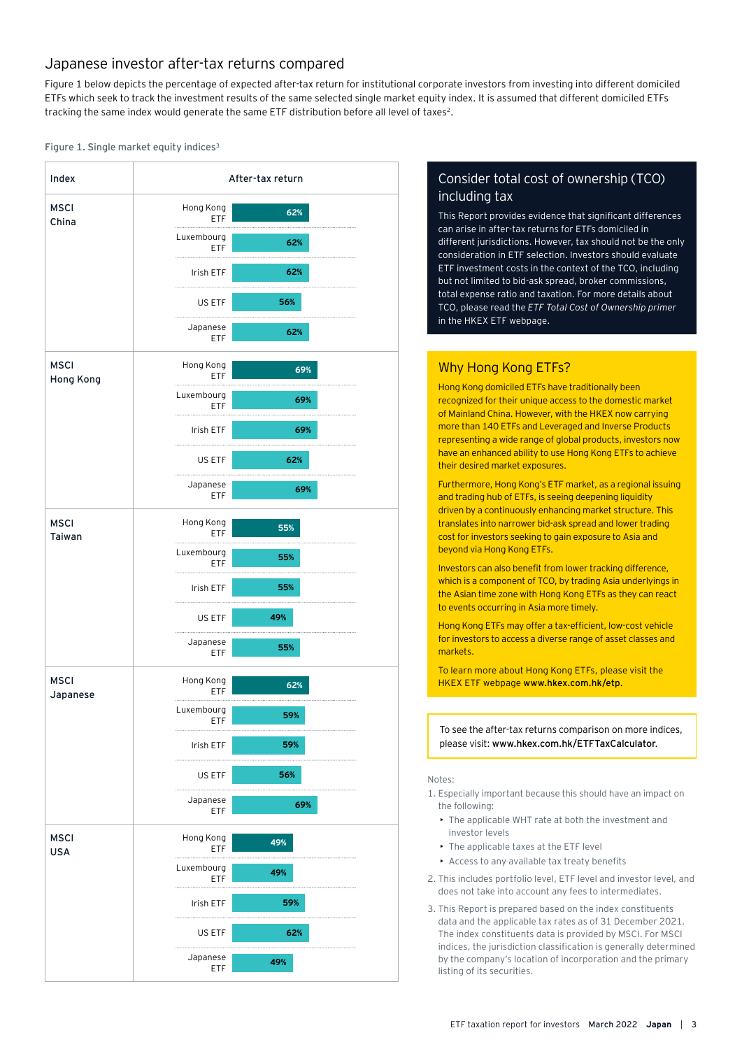## Japanese investor after-tax returns compared

Figure 1 below depicts the percentage of expected after-tax return for institutional corporate investors from investing into different domiciled ETFs which seek to track the investment results of the same selected single market equity index. It is assumed that different domiciled ETFs tracking the same index would generate the same ETF distribution before all level of taxes[2].

Figure 1. Single market equity indices[3]

| Index | ETF | After-tax return |
|---|---|---|
| MSCI China | Hong Kong ETF | 62% |
| | Luxembourg ETF | 62% |
| | Irish ETF | 62% |
| | US ETF | 56% |
| | Japanese ETF | 62% |
| MSCI Hong Kong | Hong Kong ETF | 69% |
| | Luxembourg ETF | 69% |
| | Irish ETF | 69% |
| | US ETF | 62% |
| | Japanese ETF | 69% |
| MSCI Taiwan | Hong Kong ETF | 55% |
| | Luxembourg ETF | 55% |
| | Irish ETF | 55% |
| | US ETF | 49% |
| | Japanese ETF | 55% |
| MSCI Japanese | Hong Kong ETF | 62% |
| | Luxembourg ETF | 59% |
| | Irish ETF | 59% |
| | US ETF | 56% |
| | Japanese ETF | 69% |
| MSCI USA | Hong Kong ETF | 49% |
| | Luxembourg ETF | 49% |
| | Irish ETF | 59% |
| | US ETF | 62% |
| | Japanese ETF | 49% |

### Consider total cost of ownership (TCO) including tax

This Report provides evidence that significant differences can arise in after-tax returns for ETFs domiciled in different jurisdictions. However, tax should not be the only consideration in ETF selection. Investors should evaluate ETF investment costs in the context of the TCO, including but not limited to bid-ask spread, broker commissions, total expense ratio and taxation. For more details about TCO, please read the *ETF Total Cost of Ownership primer* in the HKEX ETF webpage.

### Why Hong Kong ETFs?

Hong Kong domiciled ETFs have traditionally been recognized for their unique access to the domestic market of Mainland China. However, with the HKEX now carrying more than 140 ETFs and Leveraged and Inverse Products representing a wide range of global products, investors now have an enhanced ability to use Hong Kong ETFs to achieve their desired market exposures.

Furthermore, Hong Kong's ETF market, as a regional issuing and trading hub of ETFs, is seeing deepening liquidity driven by a continuously enhancing market structure. This translates into narrower bid-ask spread and lower trading cost for investors seeking to gain exposure to Asia and beyond via Hong Kong ETFs.

Investors can also benefit from lower tracking difference, which is a component of TCO, by trading Asia underlyings in the Asian time zone with Hong Kong ETFs as they can react to events occurring in Asia more timely.

Hong Kong ETFs may offer a tax-efficient, low-cost vehicle for investors to access a diverse range of asset classes and markets.

To learn more about Hong Kong ETFs, please visit the HKEX ETF webpage **www.hkex.com.hk/etp**.

To see the after-tax returns comparison on more indices, please visit: **www.hkex.com.hk/ETFTaxCalculator**.

Notes:

1. Especially important because this should have an impact on the following:
   - The applicable WHT rate at both the investment and investor levels
   - The applicable taxes at the ETF level
   - Access to any available tax treaty benefits
2. This includes portfolio level, ETF level and investor level, and does not take into account any fees to intermediates.
3. This Report is prepared based on the index constituents data and the applicable tax rates as of 31 December 2021. The index constituents data is provided by MSCI. For MSCI indices, the jurisdiction classification is generally determined by the company's location of incorporation and the primary listing of its securities.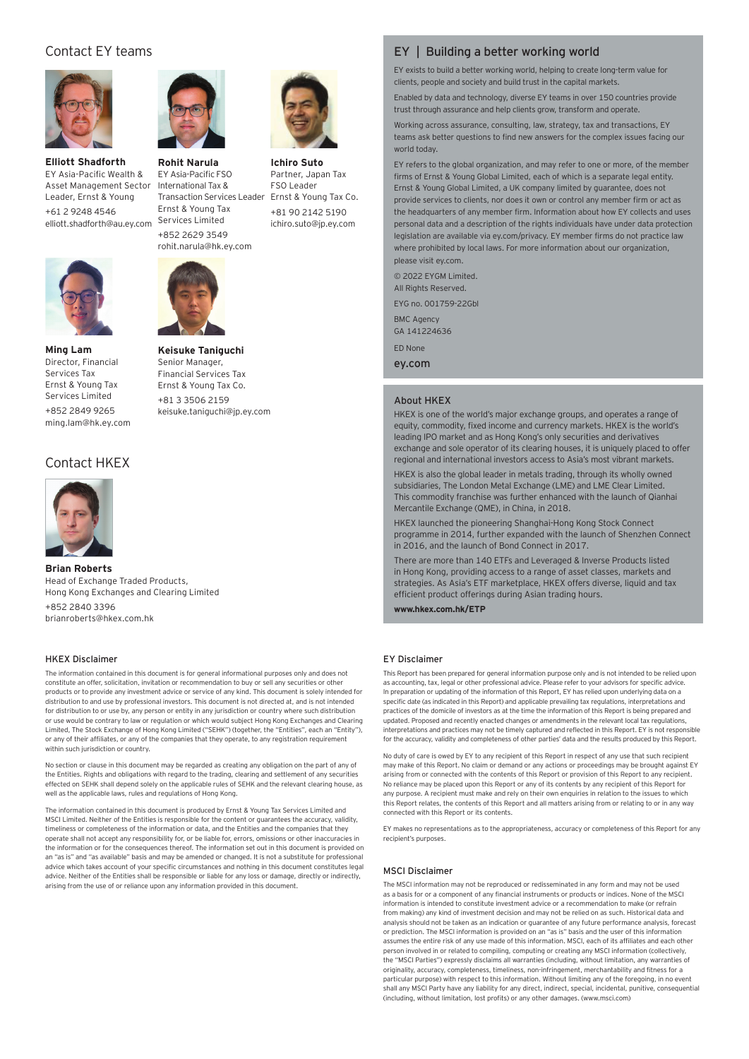## Contact EY teams

**Elliott Shadforth**
EY Asia-Pacific Wealth & Asset Management Sector Leader, Ernst & Young
+61 2 9248 4546
elliott.shadforth@au.ey.com

**Rohit Narula**
EY Asia-Pacific FSO International Tax & Transaction Services Leader
Ernst & Young Tax Services Limited
+852 2629 3549
rohit.narula@hk.ey.com

**Ichiro Suto**
Partner, Japan Tax FSO Leader
Ernst & Young Tax Co.
+81 90 2142 5190
ichiro.suto@jp.ey.com

**Ming Lam**
Director, Financial Services Tax
Ernst & Young Tax Services Limited
+852 2849 9265
ming.lam@hk.ey.com

**Keisuke Taniguchi**
Senior Manager, Financial Services Tax
Ernst & Young Tax Co.
+81 3 3506 2159
keisuke.taniguchi@jp.ey.com

## Contact HKEX

**Brian Roberts**
Head of Exchange Traded Products,
Hong Kong Exchanges and Clearing Limited
+852 2840 3396
brianroberts@hkex.com.hk

## EY | Building a better working world

EY exists to build a better working world, helping to create long-term value for clients, people and society and build trust in the capital markets.

Enabled by data and technology, diverse EY teams in over 150 countries provide trust through assurance and help clients grow, transform and operate.

Working across assurance, consulting, law, strategy, tax and transactions, EY teams ask better questions to find new answers for the complex issues facing our world today.

EY refers to the global organization, and may refer to one or more, of the member firms of Ernst & Young Global Limited, each of which is a separate legal entity. Ernst & Young Global Limited, a UK company limited by guarantee, does not provide services to clients, nor does it own or control any member firm or act as the headquarters of any member firm. Information about how EY collects and uses personal data and a description of the rights individuals have under data protection legislation are available via ey.com/privacy. EY member firms do not practice law where prohibited by local laws. For more information about our organization, please visit ey.com.

© 2022 EYGM Limited.
All Rights Reserved.

EYG no. 001759-22Gbl

BMC Agency
GA 141224636

ED None

**ey.com**

## About HKEX

HKEX is one of the world's major exchange groups, and operates a range of equity, commodity, fixed income and currency markets. HKEX is the world's leading IPO market and as Hong Kong's only securities and derivatives exchange and sole operator of its clearing houses, it is uniquely placed to offer regional and international investors access to Asia's most vibrant markets.

HKEX is also the global leader in metals trading, through its wholly owned subsidiaries, The London Metal Exchange (LME) and LME Clear Limited. This commodity franchise was further enhanced with the launch of Qianhai Mercantile Exchange (QME), in China, in 2018.

HKEX launched the pioneering Shanghai-Hong Kong Stock Connect programme in 2014, further expanded with the launch of Shenzhen Connect in 2016, and the launch of Bond Connect in 2017.

There are more than 140 ETFs and Leveraged & Inverse Products listed in Hong Kong, providing access to a range of asset classes, markets and strategies. As Asia's ETF marketplace, HKEX offers diverse, liquid and tax efficient product offerings during Asian trading hours.

**www.hkex.com.hk/ETP**

### HKEX Disclaimer

The information contained in this document is for general informational purposes only and does not constitute an offer, solicitation, invitation or recommendation to buy or sell any securities or other products or to provide any investment advice or service of any kind. This document is solely intended for distribution to and use by professional investors. This document is not directed at, and is not intended for distribution to or use by, any person or entity in any jurisdiction or country where such distribution or use would be contrary to law or regulation or which would subject Hong Kong Exchanges and Clearing Limited, The Stock Exchange of Hong Kong Limited ("SEHK") (together, the "Entities", each an "Entity"), or any of their affiliates, or any of the companies that they operate, to any registration requirement within such jurisdiction or country.

No section or clause in this document may be regarded as creating any obligation on the part of any of the Entities. Rights and obligations with regard to the trading, clearing and settlement of any securities effected on SEHK shall depend solely on the applicable rules of SEHK and the relevant clearing house, as well as the applicable laws, rules and regulations of Hong Kong.

The information contained in this document is produced by Ernst & Young Tax Services Limited and MSCI Limited. Neither of the Entities is responsible for the content or guarantees the accuracy, validity, timeliness or completeness of the information or data, and the Entities and the companies that they operate shall not accept any responsibility for, or be liable for, errors, omissions or other inaccuracies in the information or for the consequences thereof. The information set out in this document is provided on an "as is" and "as available" basis and may be amended or changed. It is not a substitute for professional advice which takes account of your specific circumstances and nothing in this document constitutes legal advice. Neither of the Entities shall be responsible or liable for any loss or damage, directly or indirectly, arising from the use of or reliance upon any information provided in this document.

### EY Disclaimer

This Report has been prepared for general information purpose only and is not intended to be relied upon as accounting, tax, legal or other professional advice. Please refer to your advisors for specific advice. In preparation or updating of the information of this Report, EY has relied upon underlying data on a specific date (as indicated in this Report) and applicable prevailing tax regulations, interpretations and practices of the domicile of investors as at the time the information of this Report is being prepared and updated. Proposed and recently enacted changes or amendments in the relevant local tax regulations, interpretations and practices may not be timely captured and reflected in this Report. EY is not responsible for the accuracy, validity and completeness of other parties' data and the results produced by this Report.

No duty of care is owed by EY to any recipient of this Report in respect of any use that such recipient may make of this Report. No claim or demand or any actions or proceedings may be brought against EY arising from or connected with the contents of this Report or provision of this Report to any recipient. No reliance may be placed upon this Report or any of its contents by any recipient of this Report for any purpose. A recipient must make and rely on their own enquiries in relation to the issues to which this Report relates, the contents of this Report and all matters arising from or relating to or in any way connected with this Report or its contents.

EY makes no representations as to the appropriateness, accuracy or completeness of this Report for any recipient's purposes.

### MSCI Disclaimer

The MSCI information may not be reproduced or redisseminated in any form and may not be used as a basis for or a component of any financial instruments or products or indices. None of the MSCI information is intended to constitute investment advice or a recommendation to make (or refrain from making) any kind of investment decision and may not be relied on as such. Historical data and analysis should not be taken as an indication or guarantee of any future performance analysis, forecast or prediction. The MSCI information is provided on an "as is" basis and the user of this information assumes the entire risk of any use made of this information. MSCI, each of its affiliates and each other person involved in or related to compiling, computing or creating any MSCI information (collectively, the "MSCI Parties") expressly disclaims all warranties (including, without limitation, any warranties of originality, accuracy, completeness, timeliness, non-infringement, merchantability and fitness for a particular purpose) with respect to this information. Without limiting any of the foregoing, in no event shall any MSCI Party have any liability for any direct, indirect, special, incidental, punitive, consequential (including, without limitation, lost profits) or any other damages. (www.msci.com)